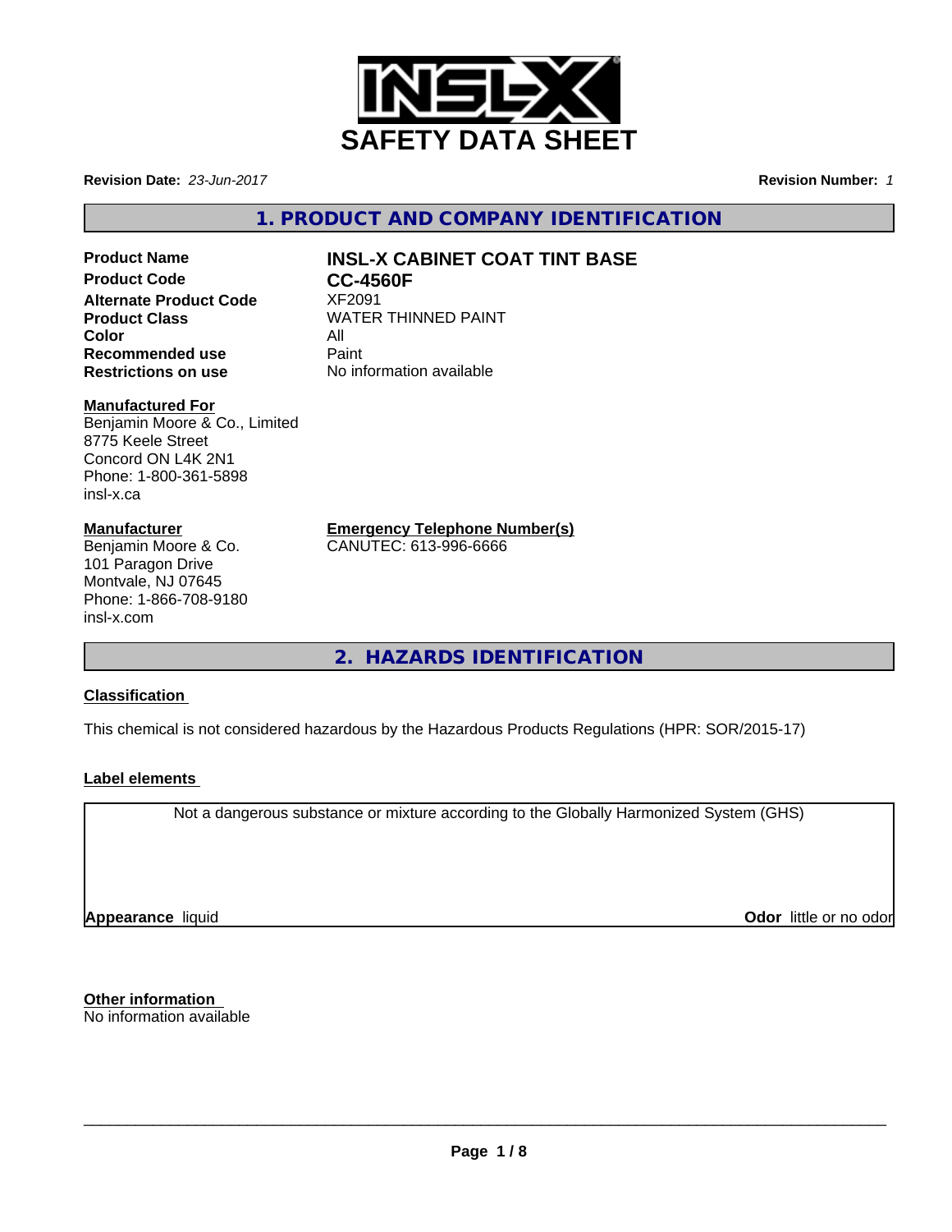# SAFETY DATA SHEET

**Revision Date:** *23-Jun-2017*

**Revision Number:** *1*

## 1. PRODUCT AND COMPANY IDENTIFICATION

| | |
|---|---|
| **Product Name** | **INSL-X CABINET COAT TINT BASE** |
| **Product Code** | **CC-4560F** |
| **Alternate Product Code** | XF2091 |
| **Product Class** | WATER THINNED PAINT |
| **Color** | All |
| **Recommended use** | Paint |
| **Restrictions on use** | No information available |

**Manufactured For**
Benjamin Moore & Co., Limited
8775 Keele Street
Concord ON L4K 2N1
Phone: 1-800-361-5898
insl-x.ca

**Manufacturer**
Benjamin Moore & Co.
101 Paragon Drive
Montvale, NJ 07645
Phone: 1-866-708-9180
insl-x.com

**Emergency Telephone Number(s)**
CANUTEC: 613-996-6666

## 2. HAZARDS IDENTIFICATION

**Classification**

This chemical is not considered hazardous by the Hazardous Products Regulations (HPR: SOR/2015-17)

**Label elements**

Not a dangerous substance or mixture according to the Globally Harmonized System (GHS)

**Appearance** liquid

**Odor** little or no odor

**Other information**
No information available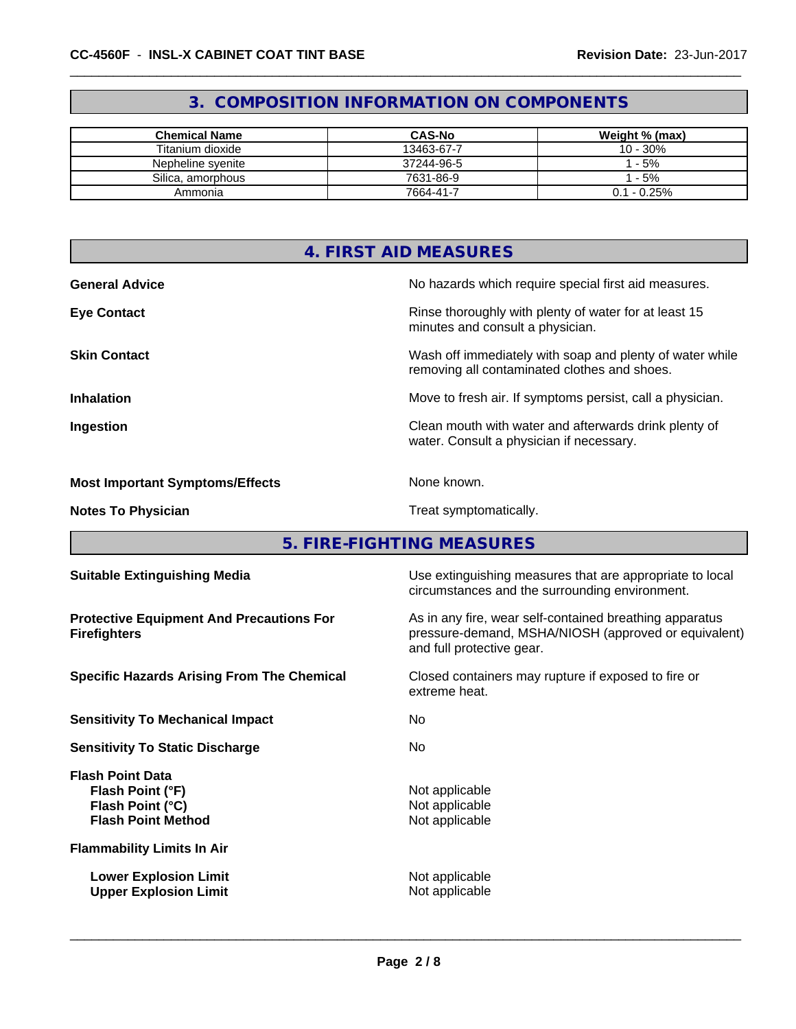## 3. COMPOSITION INFORMATION ON COMPONENTS

| Chemical Name | CAS-No | Weight % (max) |
|---|---|---|
| Titanium dioxide | 13463-67-7 | 10 - 30% |
| Nepheline syenite | 37244-96-5 | 1 - 5% |
| Silica, amorphous | 7631-86-9 | 1 - 5% |
| Ammonia | 7664-41-7 | 0.1 - 0.25% |

## 4. FIRST AID MEASURES

**General Advice** No hazards which require special first aid measures.

**Eye Contact** Rinse thoroughly with plenty of water for at least 15 minutes and consult a physician.

**Skin Contact** Wash off immediately with soap and plenty of water while removing all contaminated clothes and shoes.

**Inhalation** Move to fresh air. If symptoms persist, call a physician.

**Ingestion** Clean mouth with water and afterwards drink plenty of water. Consult a physician if necessary.

**Most Important Symptoms/Effects** None known.

**Notes To Physician** Treat symptomatically.

## 5. FIRE-FIGHTING MEASURES

**Suitable Extinguishing Media** Use extinguishing measures that are appropriate to local circumstances and the surrounding environment.

**Protective Equipment And Precautions For Firefighters** As in any fire, wear self-contained breathing apparatus pressure-demand, MSHA/NIOSH (approved or equivalent) and full protective gear.

**Specific Hazards Arising From The Chemical** Closed containers may rupture if exposed to fire or extreme heat.

**Sensitivity To Mechanical Impact** No

**Sensitivity To Static Discharge** No

**Flash Point Data**
- **Flash Point (°F)** Not applicable
- **Flash Point (°C)** Not applicable
- **Flash Point Method** Not applicable

**Flammability Limits In Air**
- **Lower Explosion Limit** Not applicable
- **Upper Explosion Limit** Not applicable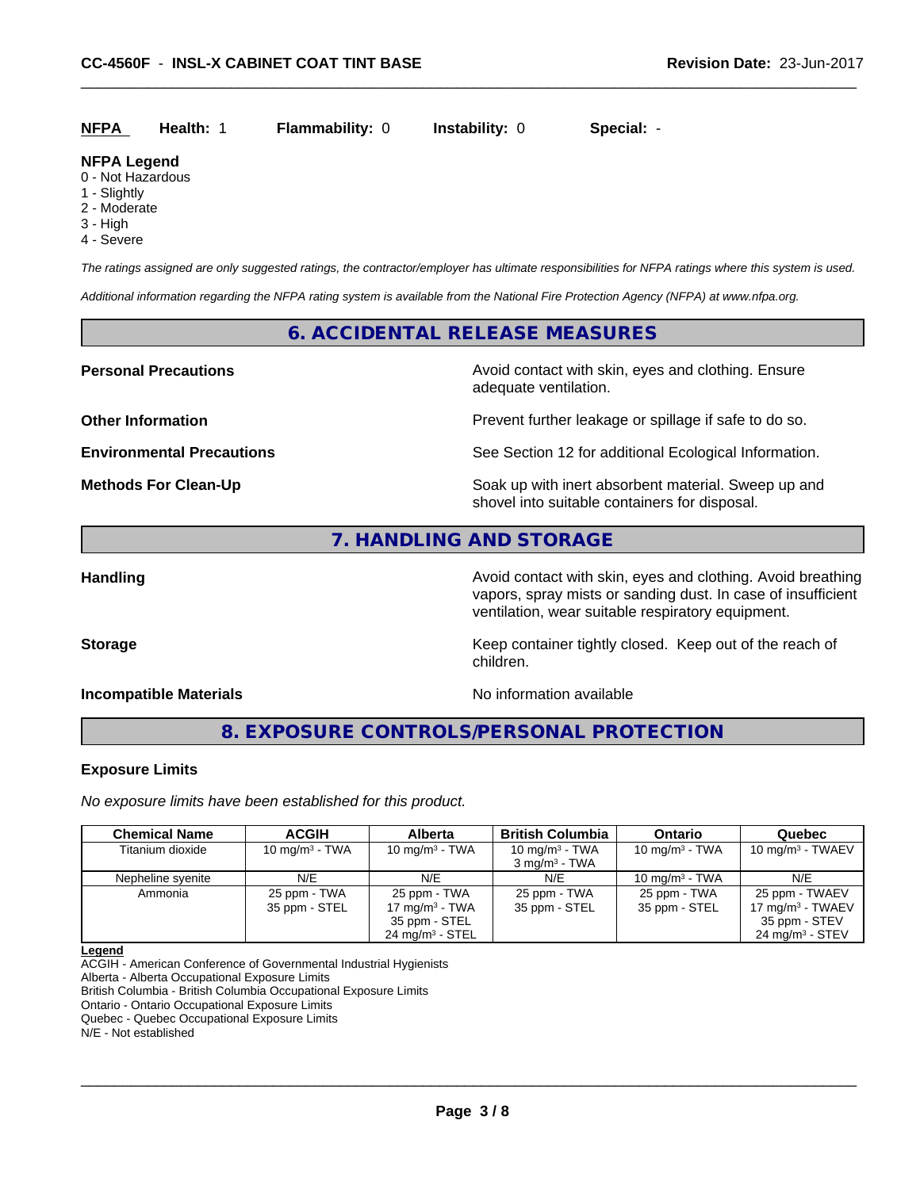| NFPA | Health: 1 | Flammability: 0 | Instability: 0 | Special: - |
|---|---|---|---|---|

**NFPA Legend**
0 - Not Hazardous
1 - Slightly
2 - Moderate
3 - High
4 - Severe

*The ratings assigned are only suggested ratings, the contractor/employer has ultimate responsibilities for NFPA ratings where this system is used.*

*Additional information regarding the NFPA rating system is available from the National Fire Protection Agency (NFPA) at www.nfpa.org.*

## 6. ACCIDENTAL RELEASE MEASURES

**Personal Precautions** — Avoid contact with skin, eyes and clothing. Ensure adequate ventilation.

**Other Information** — Prevent further leakage or spillage if safe to do so.

**Environmental Precautions** — See Section 12 for additional Ecological Information.

**Methods For Clean-Up** — Soak up with inert absorbent material. Sweep up and shovel into suitable containers for disposal.

## 7. HANDLING AND STORAGE

**Handling** — Avoid contact with skin, eyes and clothing. Avoid breathing vapors, spray mists or sanding dust. In case of insufficient ventilation, wear suitable respiratory equipment.

**Storage** — Keep container tightly closed. Keep out of the reach of children.

**Incompatible Materials** — No information available

## 8. EXPOSURE CONTROLS/PERSONAL PROTECTION

### Exposure Limits

*No exposure limits have been established for this product.*

| Chemical Name | ACGIH | Alberta | British Columbia | Ontario | Quebec |
|---|---|---|---|---|---|
| Titanium dioxide | 10 mg/m³ - TWA | 10 mg/m³ - TWA | 10 mg/m³ - TWA<br>3 mg/m³ - TWA | 10 mg/m³ - TWA | 10 mg/m³ - TWAEV |
| Nepheline syenite | N/E | N/E | N/E | 10 mg/m³ - TWA | N/E |
| Ammonia | 25 ppm - TWA<br>35 ppm - STEL | 25 ppm - TWA<br>17 mg/m³ - TWA<br>35 ppm - STEL<br>24 mg/m³ - STEL | 25 ppm - TWA<br>35 ppm - STEL | 25 ppm - TWA<br>35 ppm - STEL | 25 ppm - TWAEV<br>17 mg/m³ - TWAEV<br>35 ppm - STEV<br>24 mg/m³ - STEV |

**Legend**
ACGIH - American Conference of Governmental Industrial Hygienists
Alberta - Alberta Occupational Exposure Limits
British Columbia - British Columbia Occupational Exposure Limits
Ontario - Ontario Occupational Exposure Limits
Quebec - Quebec Occupational Exposure Limits
N/E - Not established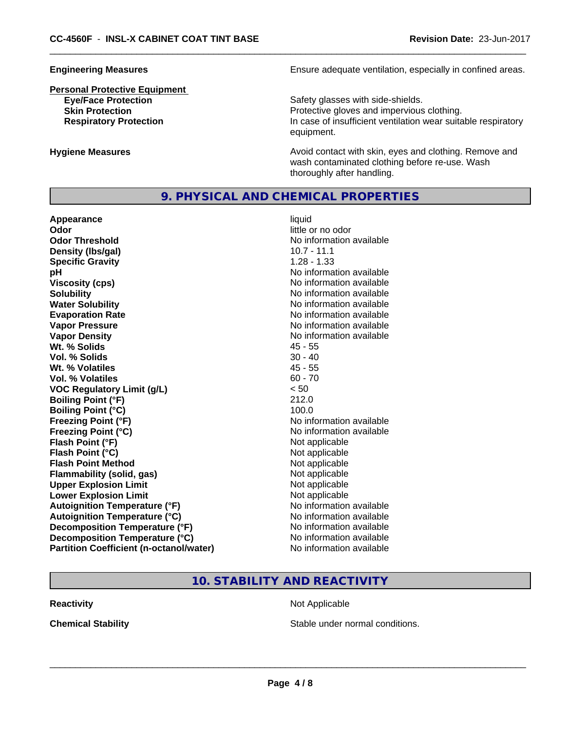| | |
|---|---|
| **Engineering Measures** | Ensure adequate ventilation, especially in confined areas. |

**Personal Protective Equipment**

| | |
|---|---|
| **Eye/Face Protection** | Safety glasses with side-shields. |
| **Skin Protection** | Protective gloves and impervious clothing. |
| **Respiratory Protection** | In case of insufficient ventilation wear suitable respiratory equipment. |

| | |
|---|---|
| **Hygiene Measures** | Avoid contact with skin, eyes and clothing. Remove and wash contaminated clothing before re-use. Wash thoroughly after handling. |

## 9. PHYSICAL AND CHEMICAL PROPERTIES

| | |
|---|---|
| **Appearance** | liquid |
| **Odor** | little or no odor |
| **Odor Threshold** | No information available |
| **Density (lbs/gal)** | 10.7 - 11.1 |
| **Specific Gravity** | 1.28 - 1.33 |
| **pH** | No information available |
| **Viscosity (cps)** | No information available |
| **Solubility** | No information available |
| **Water Solubility** | No information available |
| **Evaporation Rate** | No information available |
| **Vapor Pressure** | No information available |
| **Vapor Density** | No information available |
| **Wt. % Solids** | 45 - 55 |
| **Vol. % Solids** | 30 - 40 |
| **Wt. % Volatiles** | 45 - 55 |
| **Vol. % Volatiles** | 60 - 70 |
| **VOC Regulatory Limit (g/L)** | < 50 |
| **Boiling Point (°F)** | 212.0 |
| **Boiling Point (°C)** | 100.0 |
| **Freezing Point (°F)** | No information available |
| **Freezing Point (°C)** | No information available |
| **Flash Point (°F)** | Not applicable |
| **Flash Point (°C)** | Not applicable |
| **Flash Point Method** | Not applicable |
| **Flammability (solid, gas)** | Not applicable |
| **Upper Explosion Limit** | Not applicable |
| **Lower Explosion Limit** | Not applicable |
| **Autoignition Temperature (°F)** | No information available |
| **Autoignition Temperature (°C)** | No information available |
| **Decomposition Temperature (°F)** | No information available |
| **Decomposition Temperature (°C)** | No information available |
| **Partition Coefficient (n-octanol/water)** | No information available |

## 10. STABILITY AND REACTIVITY

| | |
|---|---|
| **Reactivity** | Not Applicable |
| **Chemical Stability** | Stable under normal conditions. |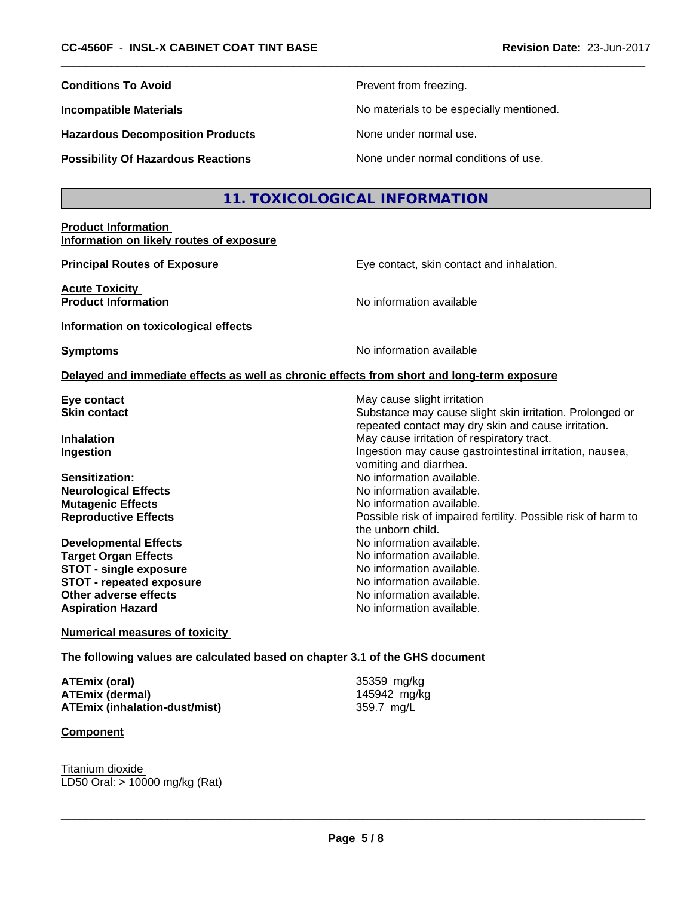| | |
|---|---|
| **Conditions To Avoid** | Prevent from freezing. |
| **Incompatible Materials** | No materials to be especially mentioned. |
| **Hazardous Decomposition Products** | None under normal use. |
| **Possibility Of Hazardous Reactions** | None under normal conditions of use. |

## 11. TOXICOLOGICAL INFORMATION

**Product Information**
**Information on likely routes of exposure**

| | |
|---|---|
| **Principal Routes of Exposure** | Eye contact, skin contact and inhalation. |

**Acute Toxicity**

| | |
|---|---|
| **Product Information** | No information available |

**Information on toxicological effects**

| | |
|---|---|
| **Symptoms** | No information available |

**Delayed and immediate effects as well as chronic effects from short and long-term exposure**

| | |
|---|---|
| **Eye contact** | May cause slight irritation |
| **Skin contact** | Substance may cause slight skin irritation. Prolonged or repeated contact may dry skin and cause irritation. |
| **Inhalation** | May cause irritation of respiratory tract. |
| **Ingestion** | Ingestion may cause gastrointestinal irritation, nausea, vomiting and diarrhea. |
| **Sensitization:** | No information available. |
| **Neurological Effects** | No information available. |
| **Mutagenic Effects** | No information available. |
| **Reproductive Effects** | Possible risk of impaired fertility. Possible risk of harm to the unborn child. |
| **Developmental Effects** | No information available. |
| **Target Organ Effects** | No information available. |
| **STOT - single exposure** | No information available. |
| **STOT - repeated exposure** | No information available. |
| **Other adverse effects** | No information available. |
| **Aspiration Hazard** | No information available. |

**Numerical measures of toxicity**

**The following values are calculated based on chapter 3.1 of the GHS document**

| | |
|---|---|
| **ATEmix (oral)** | 35359 mg/kg |
| **ATEmix (dermal)** | 145942 mg/kg |
| **ATEmix (inhalation-dust/mist)** | 359.7 mg/L |

**Component**

Titanium dioxide
LD50 Oral: > 10000 mg/kg (Rat)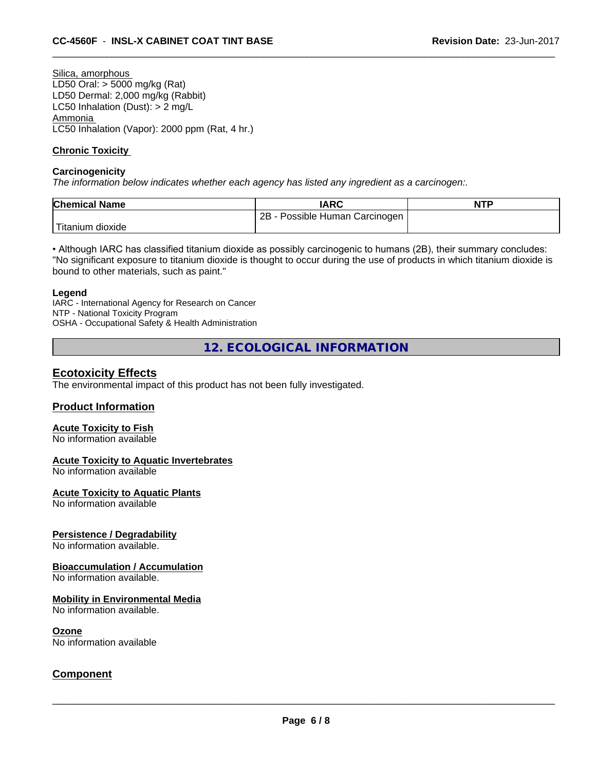Silica, amorphous
LD50 Oral: > 5000 mg/kg (Rat)
LD50 Dermal: 2,000 mg/kg (Rabbit)
LC50 Inhalation (Dust): > 2 mg/L
Ammonia
LC50 Inhalation (Vapor): 2000 ppm (Rat, 4 hr.)

**Chronic Toxicity**

**Carcinogenicity**
*The information below indicates whether each agency has listed any ingredient as a carcinogen:.*

| Chemical Name | IARC | NTP |
|---|---|---|
| Titanium dioxide | 2B - Possible Human Carcinogen | |

• Although IARC has classified titanium dioxide as possibly carcinogenic to humans (2B), their summary concludes: "No significant exposure to titanium dioxide is thought to occur during the use of products in which titanium dioxide is bound to other materials, such as paint."

**Legend**
IARC - International Agency for Research on Cancer
NTP - National Toxicity Program
OSHA - Occupational Safety & Health Administration

## 12. ECOLOGICAL INFORMATION

### Ecotoxicity Effects
The environmental impact of this product has not been fully investigated.

### Product Information

**Acute Toxicity to Fish**
No information available

**Acute Toxicity to Aquatic Invertebrates**
No information available

**Acute Toxicity to Aquatic Plants**
No information available

**Persistence / Degradability**
No information available.

**Bioaccumulation / Accumulation**
No information available.

**Mobility in Environmental Media**
No information available.

**Ozone**
No information available

### Component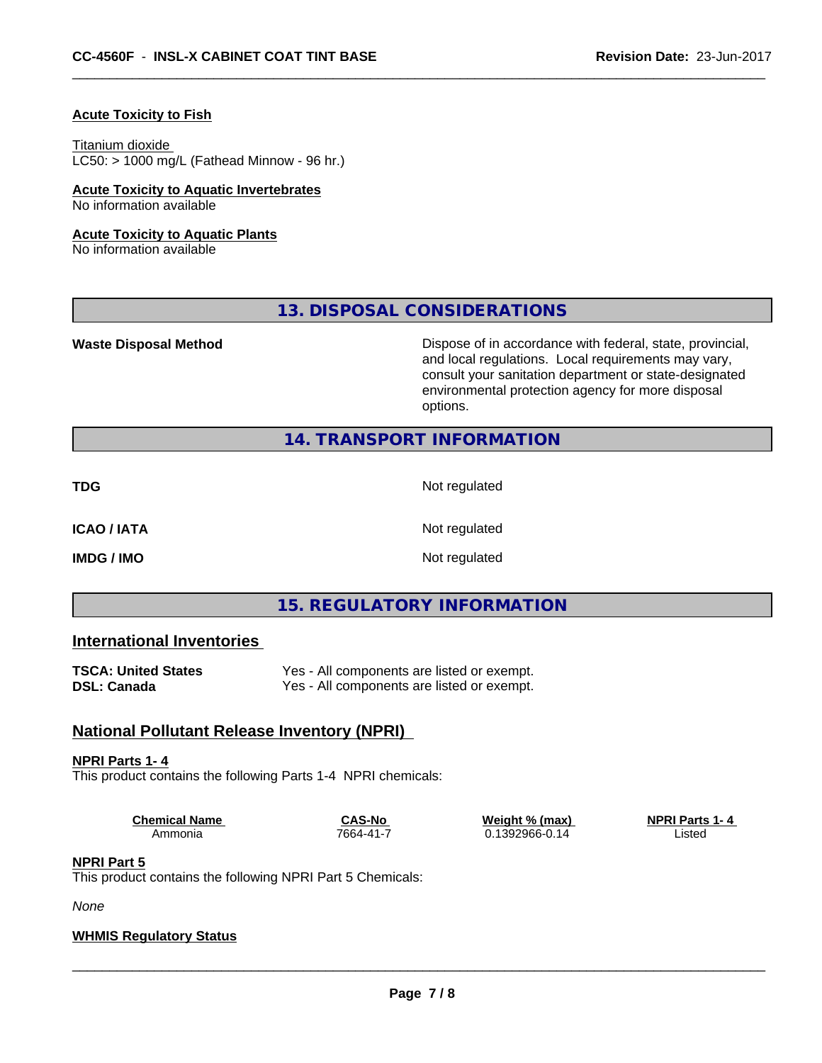**Acute Toxicity to Fish**

Titanium dioxide
LC50: > 1000 mg/L (Fathead Minnow - 96 hr.)

**Acute Toxicity to Aquatic Invertebrates**
No information available

**Acute Toxicity to Aquatic Plants**
No information available

## 13. DISPOSAL CONSIDERATIONS

**Waste Disposal Method** Dispose of in accordance with federal, state, provincial, and local regulations. Local requirements may vary, consult your sanitation department or state-designated environmental protection agency for more disposal options.

## 14. TRANSPORT INFORMATION

**TDG** Not regulated

**ICAO / IATA** Not regulated

**IMDG / IMO** Not regulated

## 15. REGULATORY INFORMATION

### International Inventories

**TSCA: United States** Yes - All components are listed or exempt.
**DSL: Canada** Yes - All components are listed or exempt.

### National Pollutant Release Inventory (NPRI)

**NPRI Parts 1- 4**
This product contains the following Parts 1-4 NPRI chemicals:

| Chemical Name | CAS-No | Weight % (max) | NPRI Parts 1- 4 |
|---|---|---|---|
| Ammonia | 7664-41-7 | 0.1392966-0.14 | Listed |

**NPRI Part 5**
This product contains the following NPRI Part 5 Chemicals:

*None*

**WHMIS Regulatory Status**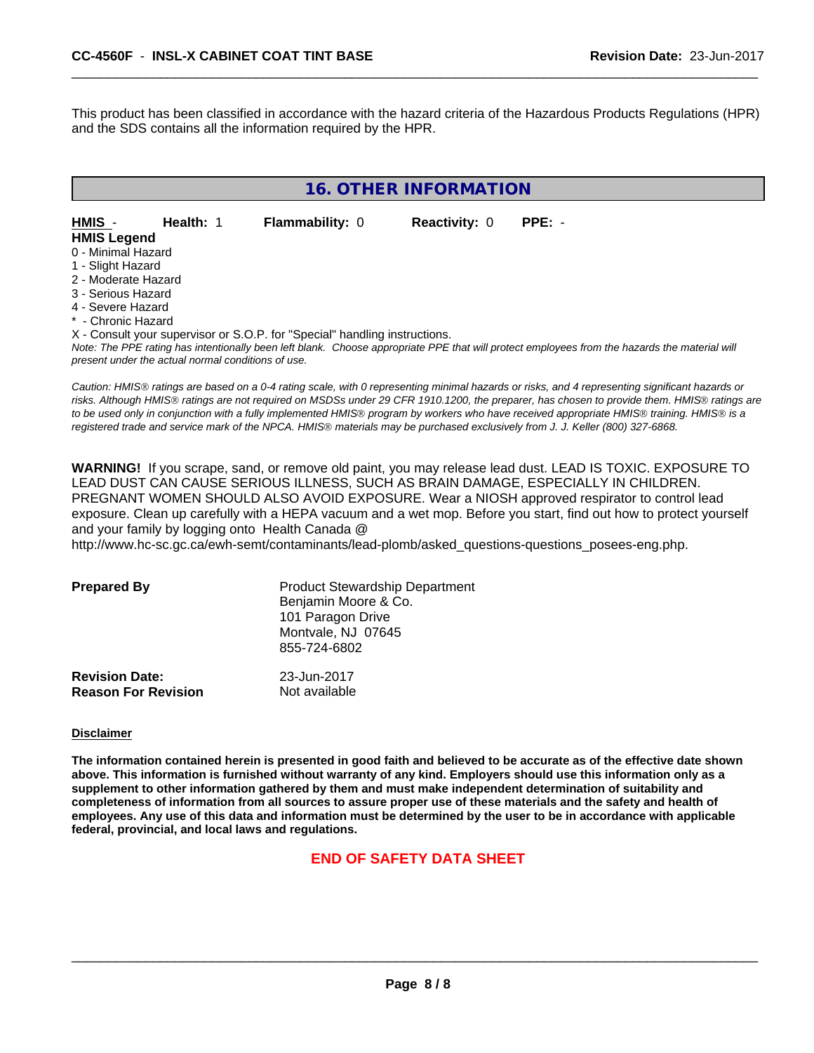This product has been classified in accordance with the hazard criteria of the Hazardous Products Regulations (HPR) and the SDS contains all the information required by the HPR.

## 16. OTHER INFORMATION

**HMIS** - **Health:** 1 **Flammability:** 0 **Reactivity:** 0 **PPE:** -

**HMIS Legend**
0 - Minimal Hazard
1 - Slight Hazard
2 - Moderate Hazard
3 - Serious Hazard
4 - Severe Hazard
* - Chronic Hazard
X - Consult your supervisor or S.O.P. for "Special" handling instructions.

*Note: The PPE rating has intentionally been left blank. Choose appropriate PPE that will protect employees from the hazards the material will present under the actual normal conditions of use.*

*Caution: HMIS® ratings are based on a 0-4 rating scale, with 0 representing minimal hazards or risks, and 4 representing significant hazards or risks. Although HMIS® ratings are not required on MSDSs under 29 CFR 1910.1200, the preparer, has chosen to provide them. HMIS® ratings are to be used only in conjunction with a fully implemented HMIS® program by workers who have received appropriate HMIS® training. HMIS® is a registered trade and service mark of the NPCA. HMIS® materials may be purchased exclusively from J. J. Keller (800) 327-6868.*

**WARNING!** If you scrape, sand, or remove old paint, you may release lead dust. LEAD IS TOXIC. EXPOSURE TO LEAD DUST CAN CAUSE SERIOUS ILLNESS, SUCH AS BRAIN DAMAGE, ESPECIALLY IN CHILDREN. PREGNANT WOMEN SHOULD ALSO AVOID EXPOSURE. Wear a NIOSH approved respirator to control lead exposure. Clean up carefully with a HEPA vacuum and a wet mop. Before you start, find out how to protect yourself and your family by logging onto Health Canada @ http://www.hc-sc.gc.ca/ewh-semt/contaminants/lead-plomb/asked_questions-questions_posees-eng.php.

**Prepared By**
Product Stewardship Department
Benjamin Moore & Co.
101 Paragon Drive
Montvale, NJ 07645
855-724-6802

**Revision Date:** 23-Jun-2017
**Reason For Revision** Not available

**Disclaimer**

**The information contained herein is presented in good faith and believed to be accurate as of the effective date shown above. This information is furnished without warranty of any kind. Employers should use this information only as a supplement to other information gathered by them and must make independent determination of suitability and completeness of information from all sources to assure proper use of these materials and the safety and health of employees. Any use of this data and information must be determined by the user to be in accordance with applicable federal, provincial, and local laws and regulations.**

**END OF SAFETY DATA SHEET**